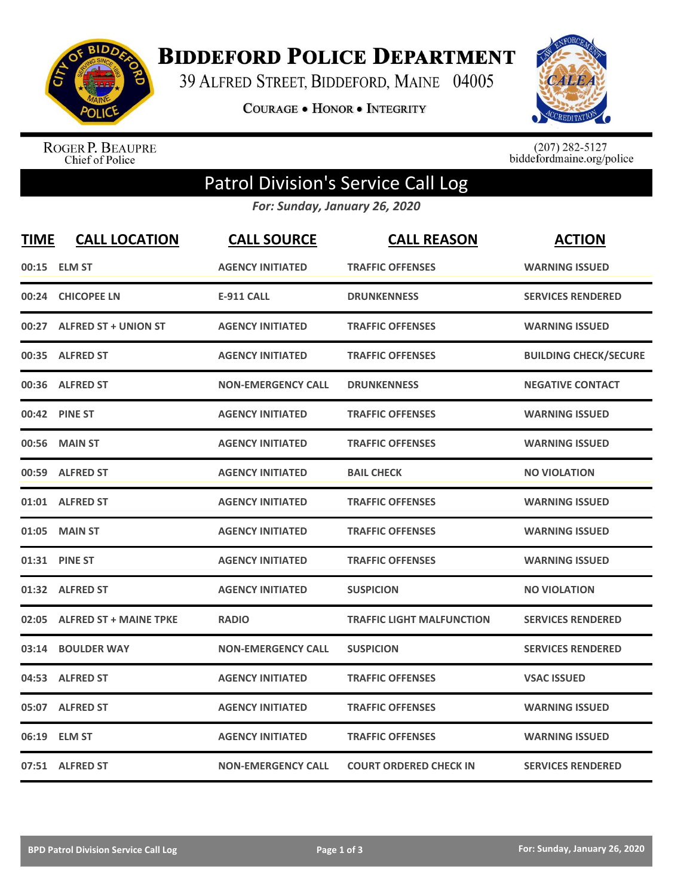# Biddeford Police Department

39 Alfred Street, Biddeford, Maine 04005

Courage • Honor • Integrity

Roger P. Beaupre
Chief of Police

(207) 282-5127
biddefordmaine.org/police

## Patrol Division's Service Call Log

*For: Sunday, January 26, 2020*

| TIME | CALL LOCATION | CALL SOURCE | CALL REASON | ACTION |
|---|---|---|---|---|
| 00:15 | ELM ST | AGENCY INITIATED | TRAFFIC OFFENSES | WARNING ISSUED |
| 00:24 | CHICOPEE LN | E-911 CALL | DRUNKENNESS | SERVICES RENDERED |
| 00:27 | ALFRED ST + UNION ST | AGENCY INITIATED | TRAFFIC OFFENSES | WARNING ISSUED |
| 00:35 | ALFRED ST | AGENCY INITIATED | TRAFFIC OFFENSES | BUILDING CHECK/SECURE |
| 00:36 | ALFRED ST | NON-EMERGENCY CALL | DRUNKENNESS | NEGATIVE CONTACT |
| 00:42 | PINE ST | AGENCY INITIATED | TRAFFIC OFFENSES | WARNING ISSUED |
| 00:56 | MAIN ST | AGENCY INITIATED | TRAFFIC OFFENSES | WARNING ISSUED |
| 00:59 | ALFRED ST | AGENCY INITIATED | BAIL CHECK | NO VIOLATION |
| 01:01 | ALFRED ST | AGENCY INITIATED | TRAFFIC OFFENSES | WARNING ISSUED |
| 01:05 | MAIN ST | AGENCY INITIATED | TRAFFIC OFFENSES | WARNING ISSUED |
| 01:31 | PINE ST | AGENCY INITIATED | TRAFFIC OFFENSES | WARNING ISSUED |
| 01:32 | ALFRED ST | AGENCY INITIATED | SUSPICION | NO VIOLATION |
| 02:05 | ALFRED ST + MAINE TPKE | RADIO | TRAFFIC LIGHT MALFUNCTION | SERVICES RENDERED |
| 03:14 | BOULDER WAY | NON-EMERGENCY CALL | SUSPICION | SERVICES RENDERED |
| 04:53 | ALFRED ST | AGENCY INITIATED | TRAFFIC OFFENSES | VSAC ISSUED |
| 05:07 | ALFRED ST | AGENCY INITIATED | TRAFFIC OFFENSES | WARNING ISSUED |
| 06:19 | ELM ST | AGENCY INITIATED | TRAFFIC OFFENSES | WARNING ISSUED |
| 07:51 | ALFRED ST | NON-EMERGENCY CALL | COURT ORDERED CHECK IN | SERVICES RENDERED |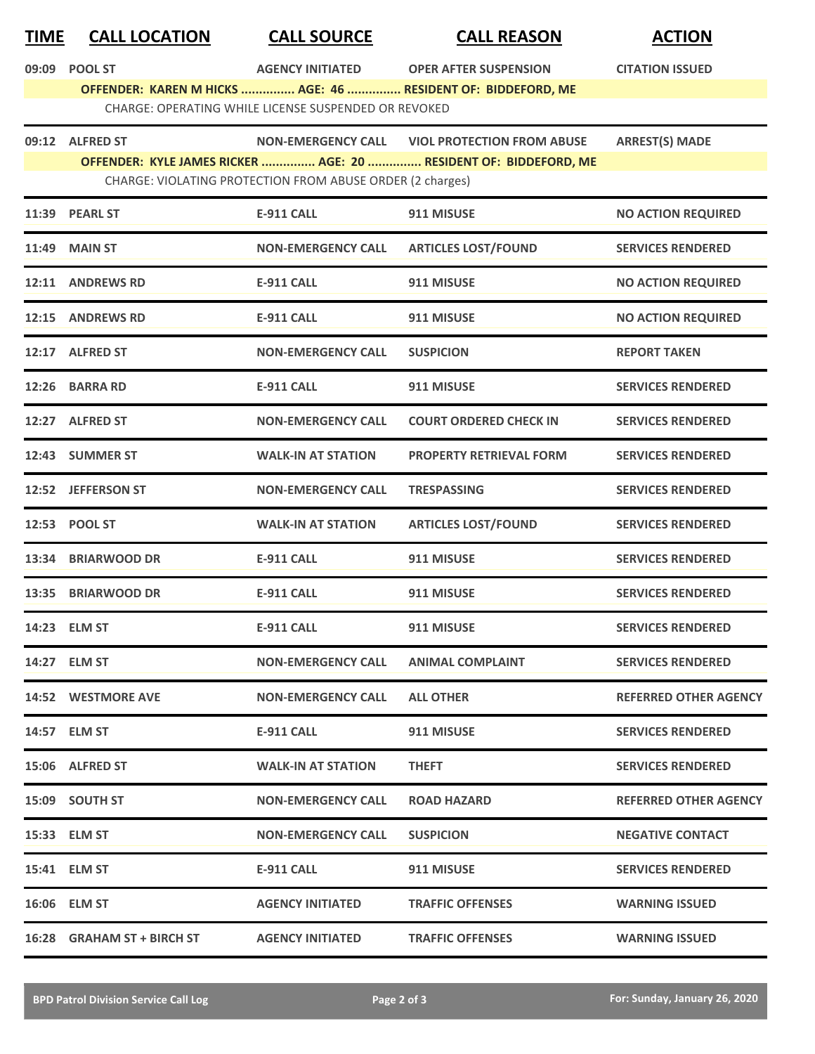| TIME | CALL LOCATION | CALL SOURCE | CALL REASON | ACTION |
|---|---|---|---|---|
| 09:09 | POOL ST | AGENCY INITIATED | OPER AFTER SUSPENSION | CITATION ISSUED |
| | **OFFENDER: KAREN M HICKS ............... AGE: 46 ............... RESIDENT OF: BIDDEFORD, ME** | | | |
| | CHARGE: OPERATING WHILE LICENSE SUSPENDED OR REVOKED | | | |
| 09:12 | ALFRED ST | NON-EMERGENCY CALL | VIOL PROTECTION FROM ABUSE | ARREST(S) MADE |
| | **OFFENDER: KYLE JAMES RICKER ............... AGE: 20 ............... RESIDENT OF: BIDDEFORD, ME** | | | |
| | CHARGE: VIOLATING PROTECTION FROM ABUSE ORDER (2 charges) | | | |
| 11:39 | PEARL ST | E-911 CALL | 911 MISUSE | NO ACTION REQUIRED |
| 11:49 | MAIN ST | NON-EMERGENCY CALL | ARTICLES LOST/FOUND | SERVICES RENDERED |
| 12:11 | ANDREWS RD | E-911 CALL | 911 MISUSE | NO ACTION REQUIRED |
| 12:15 | ANDREWS RD | E-911 CALL | 911 MISUSE | NO ACTION REQUIRED |
| 12:17 | ALFRED ST | NON-EMERGENCY CALL | SUSPICION | REPORT TAKEN |
| 12:26 | BARRA RD | E-911 CALL | 911 MISUSE | SERVICES RENDERED |
| 12:27 | ALFRED ST | NON-EMERGENCY CALL | COURT ORDERED CHECK IN | SERVICES RENDERED |
| 12:43 | SUMMER ST | WALK-IN AT STATION | PROPERTY RETRIEVAL FORM | SERVICES RENDERED |
| 12:52 | JEFFERSON ST | NON-EMERGENCY CALL | TRESPASSING | SERVICES RENDERED |
| 12:53 | POOL ST | WALK-IN AT STATION | ARTICLES LOST/FOUND | SERVICES RENDERED |
| 13:34 | BRIARWOOD DR | E-911 CALL | 911 MISUSE | SERVICES RENDERED |
| 13:35 | BRIARWOOD DR | E-911 CALL | 911 MISUSE | SERVICES RENDERED |
| 14:23 | ELM ST | E-911 CALL | 911 MISUSE | SERVICES RENDERED |
| 14:27 | ELM ST | NON-EMERGENCY CALL | ANIMAL COMPLAINT | SERVICES RENDERED |
| 14:52 | WESTMORE AVE | NON-EMERGENCY CALL | ALL OTHER | REFERRED OTHER AGENCY |
| 14:57 | ELM ST | E-911 CALL | 911 MISUSE | SERVICES RENDERED |
| 15:06 | ALFRED ST | WALK-IN AT STATION | THEFT | SERVICES RENDERED |
| 15:09 | SOUTH ST | NON-EMERGENCY CALL | ROAD HAZARD | REFERRED OTHER AGENCY |
| 15:33 | ELM ST | NON-EMERGENCY CALL | SUSPICION | NEGATIVE CONTACT |
| 15:41 | ELM ST | E-911 CALL | 911 MISUSE | SERVICES RENDERED |
| 16:06 | ELM ST | AGENCY INITIATED | TRAFFIC OFFENSES | WARNING ISSUED |
| 16:28 | GRAHAM ST + BIRCH ST | AGENCY INITIATED | TRAFFIC OFFENSES | WARNING ISSUED |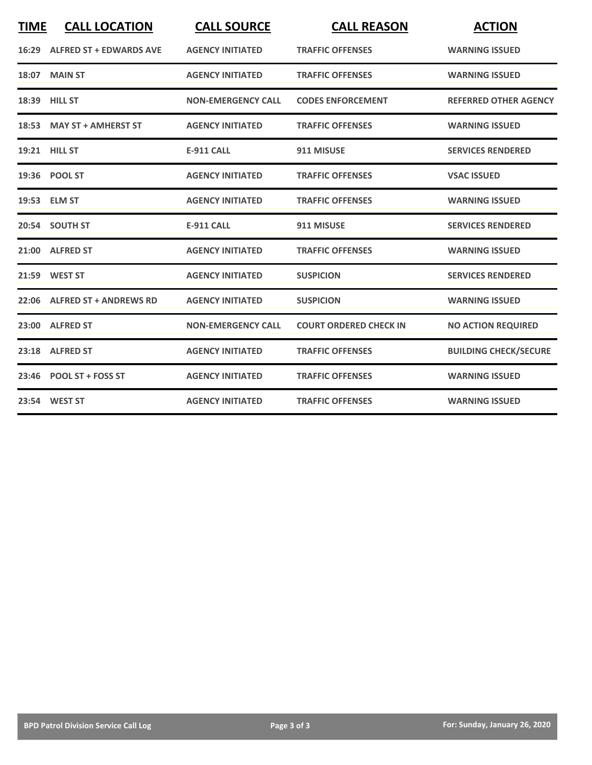| TIME | CALL LOCATION | CALL SOURCE | CALL REASON | ACTION |
|---|---|---|---|---|
| 16:29 | ALFRED ST + EDWARDS AVE | AGENCY INITIATED | TRAFFIC OFFENSES | WARNING ISSUED |
| 18:07 | MAIN ST | AGENCY INITIATED | TRAFFIC OFFENSES | WARNING ISSUED |
| 18:39 | HILL ST | NON-EMERGENCY CALL | CODES ENFORCEMENT | REFERRED OTHER AGENCY |
| 18:53 | MAY ST + AMHERST ST | AGENCY INITIATED | TRAFFIC OFFENSES | WARNING ISSUED |
| 19:21 | HILL ST | E-911 CALL | 911 MISUSE | SERVICES RENDERED |
| 19:36 | POOL ST | AGENCY INITIATED | TRAFFIC OFFENSES | VSAC ISSUED |
| 19:53 | ELM ST | AGENCY INITIATED | TRAFFIC OFFENSES | WARNING ISSUED |
| 20:54 | SOUTH ST | E-911 CALL | 911 MISUSE | SERVICES RENDERED |
| 21:00 | ALFRED ST | AGENCY INITIATED | TRAFFIC OFFENSES | WARNING ISSUED |
| 21:59 | WEST ST | AGENCY INITIATED | SUSPICION | SERVICES RENDERED |
| 22:06 | ALFRED ST + ANDREWS RD | AGENCY INITIATED | SUSPICION | WARNING ISSUED |
| 23:00 | ALFRED ST | NON-EMERGENCY CALL | COURT ORDERED CHECK IN | NO ACTION REQUIRED |
| 23:18 | ALFRED ST | AGENCY INITIATED | TRAFFIC OFFENSES | BUILDING CHECK/SECURE |
| 23:46 | POOL ST + FOSS ST | AGENCY INITIATED | TRAFFIC OFFENSES | WARNING ISSUED |
| 23:54 | WEST ST | AGENCY INITIATED | TRAFFIC OFFENSES | WARNING ISSUED |